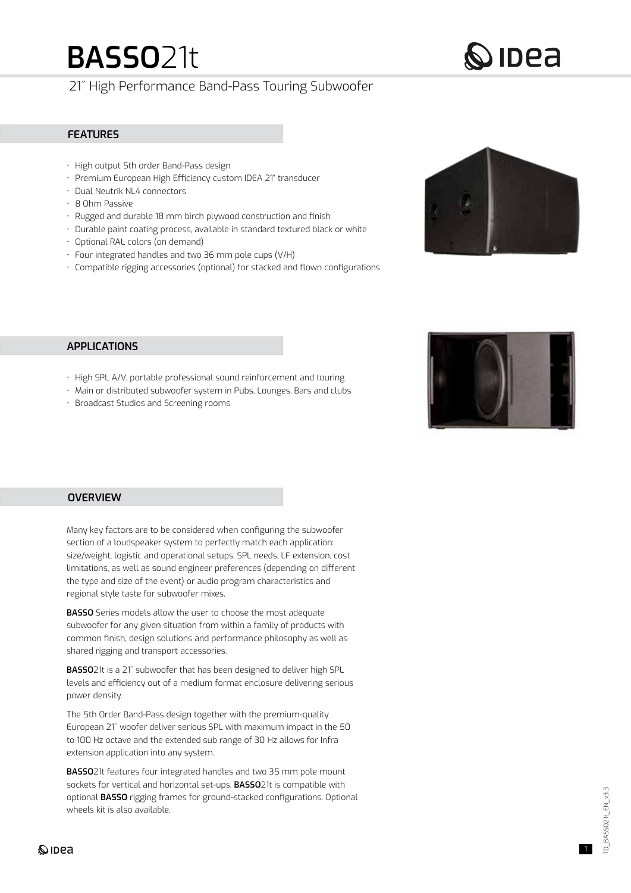# **BASSO**21t

21˝ High Performance Band-Pass Touring Subwoofer

## FEATURES

- High output 5th order Band-Pass design
- Premium European High Efficiency custom IDEA 21" transducer
- Dual Neutrik NL4 connectors
- 8 Ohm Passive
- Rugged and durable 18 mm birch plywood construction and finish
- Durable paint coating process, available in standard textured black or white
- Optional RAL colors (on demand)
- Four integrated handles and two 36 mm pole cups (V/H)
- Compatible rigging accessories (optional) for stacked and flown configurations

## APPLICATIONS

- High SPL A/V, portable professional sound reinforcement and touring
- Main or distributed subwoofer system in Pubs, Lounges, Bars and clubs
- Broadcast Studios and Screening rooms

## OVERVIEW

Many key factors are to be considered when configuring the subwoofer section of a loudspeaker system to perfectly match each application: size/weight, logistic and operational setups, SPL needs, LF extension, cost limitations, as well as sound engineer preferences (depending on different the type and size of the event) or audio program characteristics and regional style taste for subwoofer mixes.

**BASSO** Series models allow the user to choose the most adequate subwoofer for any given situation from within a family of products with common finish, design solutions and performance philosophy as well as shared rigging and transport accessories.

**BASSO**21t is a 21˝ subwoofer that has been designed to deliver high SPL levels and efficiency out of a medium format enclosure delivering serious power density.

The 5th Order Band-Pass design together with the premium-quality European 21˝ woofer deliver serious SPL with maximum impact in the 50 to 100 Hz octave and the extended sub range of 30 Hz allows for Infra extension application into any system.

**BASSO**21t features four integrated handles and two 35 mm pole mount sockets for vertical and horizontal set-ups. **BASSO**21t is compatible with optional **BASSO** rigging frames for ground-stacked configurations. Optional wheels kit is also available.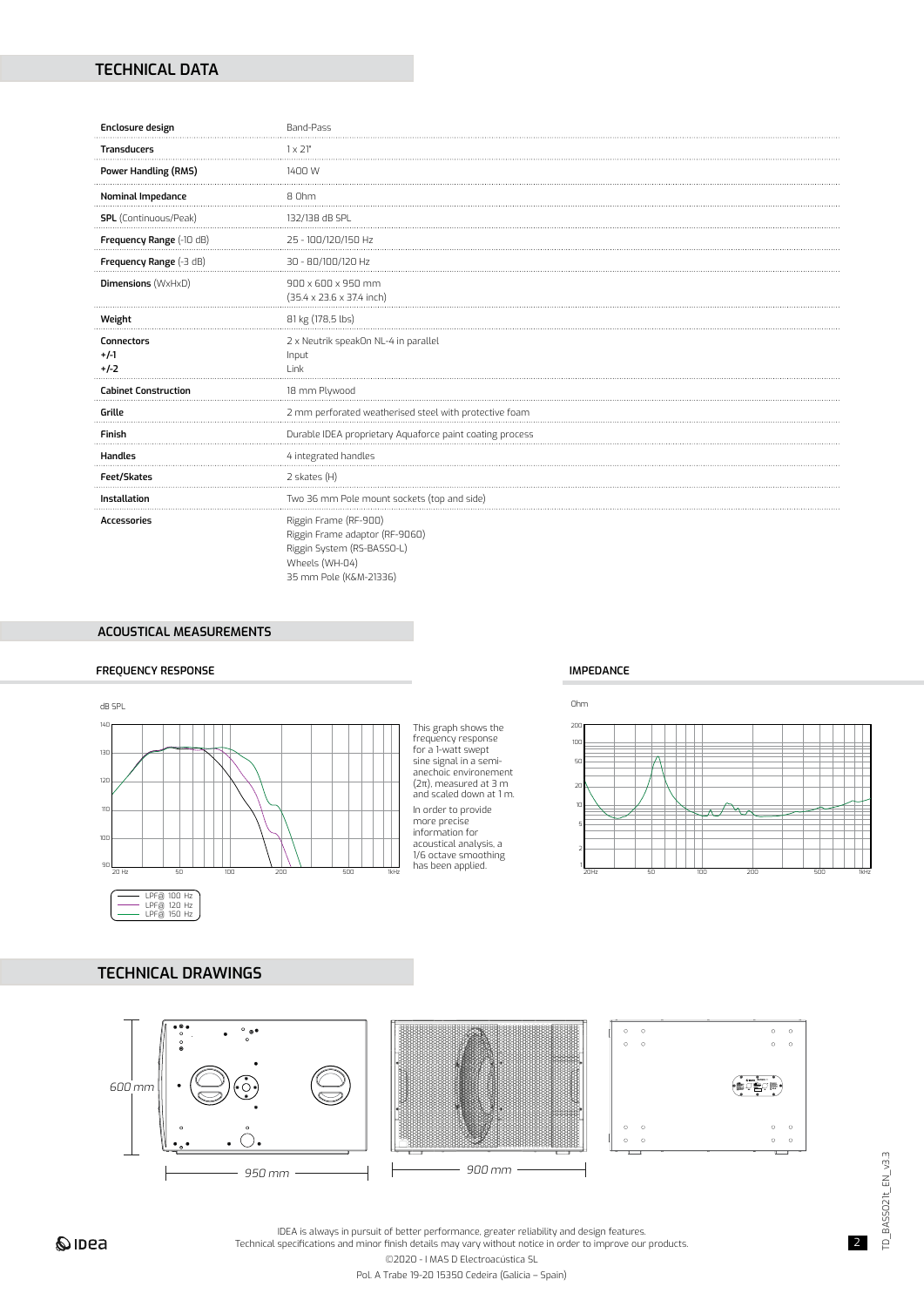## TECHNICAL DATA

| | |
|---|---|
| **Enclosure design** | Band-Pass |
| **Transducers** | 1 x 21" |
| **Power Handling (RMS)** | 1400 W |
| **Nominal Impedance** | 8 Ohm |
| **SPL** (Continuous/Peak) | 132/138 dB SPL |
| **Frequency Range** (-10 dB) | 25 - 100/120/150 Hz |
| **Frequency Range** (-3 dB) | 30 - 80/100/120 Hz |
| **Dimensions** (WxHxD) | 900 x 600 x 950 mm<br>(35.4 x 23.6 x 37.4 inch) |
| **Weight** | 81 kg (178,5 lbs) |
| **Connectors**<br>**+/-1**<br>**+/-2** | 2 x Neutrik speakOn NL-4 in parallel<br>Input<br>Link |
| **Cabinet Construction** | 18 mm Plywood |
| **Grille** | 2 mm perforated weatherised steel with protective foam |
| **Finish** | Durable IDEA proprietary Aquaforce paint coating process |
| **Handles** | 4 integrated handles |
| **Feet/Skates** | 2 skates (H) |
| **Installation** | Two 36 mm Pole mount sockets (top and side) |
| **Accessories** | Riggin Frame (RF-900)<br>Riggin Frame adaptor (RF-9060)<br>Riggin System (RS-BASSO-L)<br>Wheels (WH-04)<br>35 mm Pole (K&M-21336) |

## ACOUSTICAL MEASUREMENTS

### FREQUENCY RESPONSE

dB SPL

140
130
120
110
100
90

20 Hz 50 100 200 500 1kHz

LPF@ 100 Hz
LPF@ 120 Hz
LPF@ 150 Hz

This graph shows the frequency response for a 1-watt swept sine signal in a semi-anechoic environement (2π), measured at 3 m and scaled down at 1 m.

In order to provide more precise information for acoustical analysis, a 1/6 octave smoothing has been applied.

### IMPEDANCE

Ohm

200
100
50
20
10
5
2
1

20Hz 50 100 200 500 1kHz

## TECHNICAL DRAWINGS

600 mm

950 mm

900 mm

IDEA is always in pursuit of better performance, greater reliability and design features.
Technical specifications and minor finish details may vary without notice in order to improve our products.

©2020 - I MAS D Electroacústica SL

Pol. A Trabe 19-20 15350 Cedeira (Galicia – Spain)